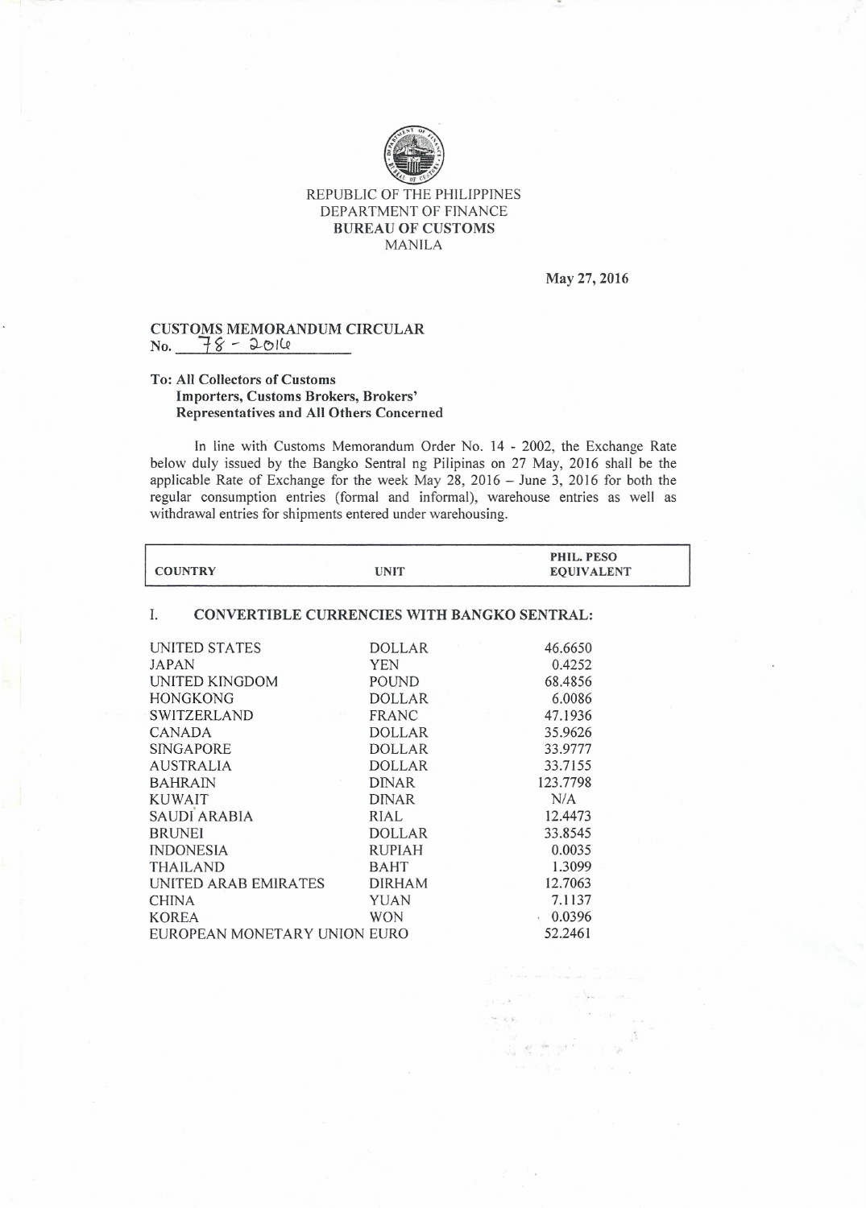REPUBLIC OF THE PHILIPPINES
DEPARTMENT OF FINANCE
**BUREAU OF CUSTOMS**
MANILA

**May 27, 2016**

**CUSTOMS MEMORANDUM CIRCULAR**
**No. 78 - 2016**

**To: All Collectors of Customs**
**Importers, Customs Brokers, Brokers' Representatives and All Others Concerned**

In line with Customs Memorandum Order No. 14 - 2002, the Exchange Rate below duly issued by the Bangko Sentral ng Pilipinas on 27 May, 2016 shall be the applicable Rate of Exchange for the week May 28, 2016 – June 3, 2016 for both the regular consumption entries (formal and informal), warehouse entries as well as withdrawal entries for shipments entered under warehousing.

| COUNTRY | UNIT | PHIL. PESO EQUIVALENT |
|---|---|---|
| **I. CONVERTIBLE CURRENCIES WITH BANGKO SENTRAL:** | | |
| UNITED STATES | DOLLAR | 46.6650 |
| JAPAN | YEN | 0.4252 |
| UNITED KINGDOM | POUND | 68.4856 |
| HONGKONG | DOLLAR | 6.0086 |
| SWITZERLAND | FRANC | 47.1936 |
| CANADA | DOLLAR | 35.9626 |
| SINGAPORE | DOLLAR | 33.9777 |
| AUSTRALIA | DOLLAR | 33.7155 |
| BAHRAIN | DINAR | 123.7798 |
| KUWAIT | DINAR | N/A |
| SAUDI ARABIA | RIAL | 12.4473 |
| BRUNEI | DOLLAR | 33.8545 |
| INDONESIA | RUPIAH | 0.0035 |
| THAILAND | BAHT | 1.3099 |
| UNITED ARAB EMIRATES | DIRHAM | 12.7063 |
| CHINA | YUAN | 7.1137 |
| KOREA | WON | 0.0396 |
| EUROPEAN MONETARY UNION | EURO | 52.2461 |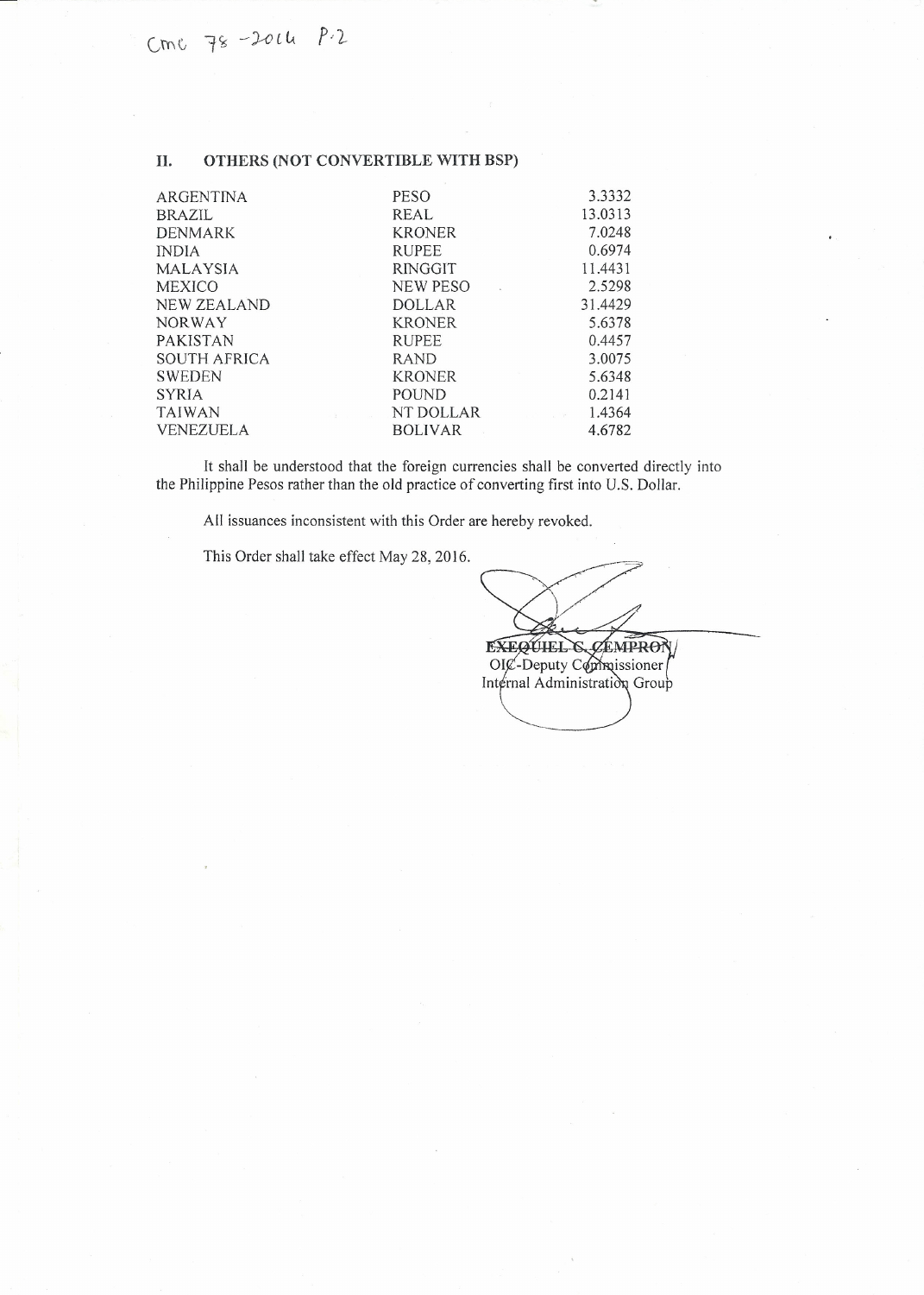Cmc 78-2016 P.2

## II. OTHERS (NOT CONVERTIBLE WITH BSP)

| | | |
|---|---|---|
| ARGENTINA | PESO | 3.3332 |
| BRAZIL | REAL | 13.0313 |
| DENMARK | KRONER | 7.0248 |
| INDIA | RUPEE | 0.6974 |
| MALAYSIA | RINGGIT | 11.4431 |
| MEXICO | NEW PESO | 2.5298 |
| NEW ZEALAND | DOLLAR | 31.4429 |
| NORWAY | KRONER | 5.6378 |
| PAKISTAN | RUPEE | 0.4457 |
| SOUTH AFRICA | RAND | 3.0075 |
| SWEDEN | KRONER | 5.6348 |
| SYRIA | POUND | 0.2141 |
| TAIWAN | NT DOLLAR | 1.4364 |
| VENEZUELA | BOLIVAR | 4.6782 |

It shall be understood that the foreign currencies shall be converted directly into the Philippine Pesos rather than the old practice of converting first into U.S. Dollar.

All issuances inconsistent with this Order are hereby revoked.

This Order shall take effect May 28, 2016.

EXEQUIEL C. CEMPRON
OIC-Deputy Commissioner
Internal Administration Group